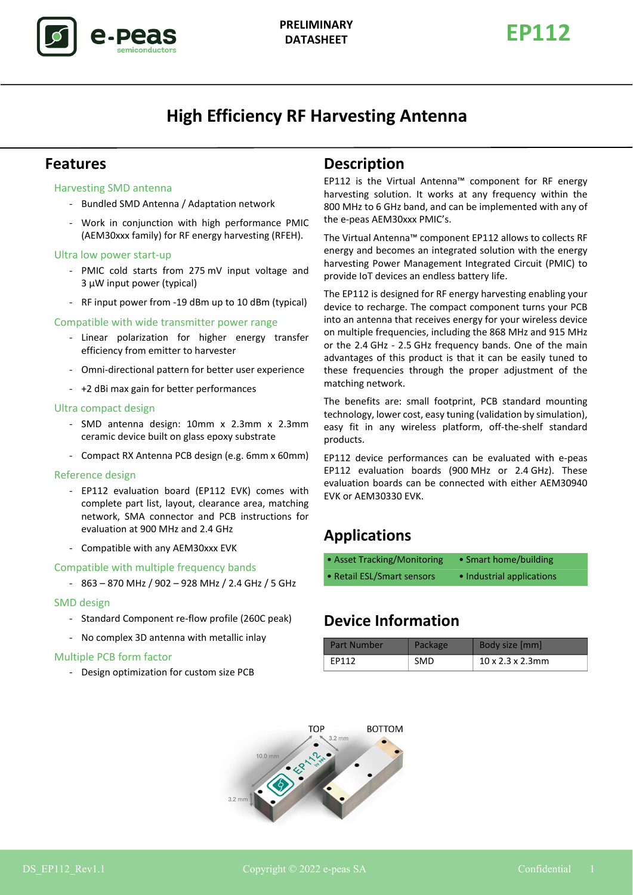PRELIMINARY DATASHEET

# EP112

## High Efficiency RF Harvesting Antenna

## Features

### Harvesting SMD antenna

- Bundled SMD Antenna / Adaptation network
- Work in conjunction with high performance PMIC (AEM30xxx family) for RF energy harvesting (RFEH).

### Ultra low power start-up

- PMIC cold starts from 275 mV input voltage and 3 µW input power (typical)
- RF input power from -19 dBm up to 10 dBm (typical)

### Compatible with wide transmitter power range

- Linear polarization for higher energy transfer efficiency from emitter to harvester
- Omni-directional pattern for better user experience
- +2 dBi max gain for better performances

### Ultra compact design

- SMD antenna design: 10mm x 2.3mm x 2.3mm ceramic device built on glass epoxy substrate
- Compact RX Antenna PCB design (e.g. 6mm x 60mm)

### Reference design

- EP112 evaluation board (EP112 EVK) comes with complete part list, layout, clearance area, matching network, SMA connector and PCB instructions for evaluation at 900 MHz and 2.4 GHz
- Compatible with any AEM30xxx EVK

### Compatible with multiple frequency bands

- 863 – 870 MHz / 902 – 928 MHz / 2.4 GHz / 5 GHz

### SMD design

- Standard Component re-flow profile (260C peak)
- No complex 3D antenna with metallic inlay

### Multiple PCB form factor

- Design optimization for custom size PCB

## Description

EP112 is the Virtual Antenna™ component for RF energy harvesting solution. It works at any frequency within the 800 MHz to 6 GHz band, and can be implemented with any of the e-peas AEM30xxx PMIC's.

The Virtual Antenna™ component EP112 allows to collects RF energy and becomes an integrated solution with the energy harvesting Power Management Integrated Circuit (PMIC) to provide IoT devices an endless battery life.

The EP112 is designed for RF energy harvesting enabling your device to recharge. The compact component turns your PCB into an antenna that receives energy for your wireless device on multiple frequencies, including the 868 MHz and 915 MHz or the 2.4 GHz - 2.5 GHz frequency bands. One of the main advantages of this product is that it can be easily tuned to these frequencies through the proper adjustment of the matching network.

The benefits are: small footprint, PCB standard mounting technology, lower cost, easy tuning (validation by simulation), easy fit in any wireless platform, off-the-shelf standard products.

EP112 device performances can be evaluated with e-peas EP112 evaluation boards (900 MHz or 2.4 GHz). These evaluation boards can be connected with either AEM30940 EVK or AEM30330 EVK.

## Applications

| | |
|---|---|
| • Asset Tracking/Monitoring | • Smart home/building |
| • Retail ESL/Smart sensors | • Industrial applications |

## Device Information

| Part Number | Package | Body size [mm] |
|---|---|---|
| EP112 | SMD | 10 x 2.3 x 2.3mm |

TOP BOTTOM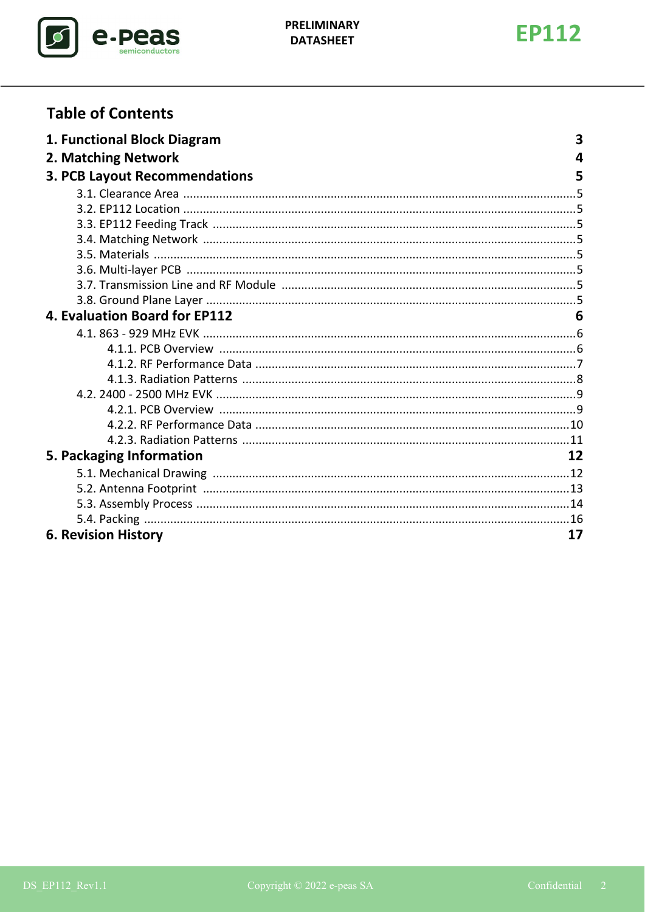## Table of Contents

**1. Functional Block Diagram** **3**

**2. Matching Network** **4**

**3. PCB Layout Recommendations** **5**

- 3.1. Clearance Area ....5
- 3.2. EP112 Location ....5
- 3.3. EP112 Feeding Track ....5
- 3.4. Matching Network ....5
- 3.5. Materials ....5
- 3.6. Multi-layer PCB ....5
- 3.7. Transmission Line and RF Module ....5
- 3.8. Ground Plane Layer ....5

**4. Evaluation Board for EP112** **6**

- 4.1. 863 - 929 MHz EVK ....6
  - 4.1.1. PCB Overview ....6
  - 4.1.2. RF Performance Data ....7
  - 4.1.3. Radiation Patterns ....8
- 4.2. 2400 - 2500 MHz EVK ....9
  - 4.2.1. PCB Overview ....9
  - 4.2.2. RF Performance Data ....10
  - 4.2.3. Radiation Patterns ....11

**5. Packaging Information** **12**

- 5.1. Mechanical Drawing ....12
- 5.2. Antenna Footprint ....13
- 5.3. Assembly Process ....14
- 5.4. Packing ....16

**6. Revision History** **17**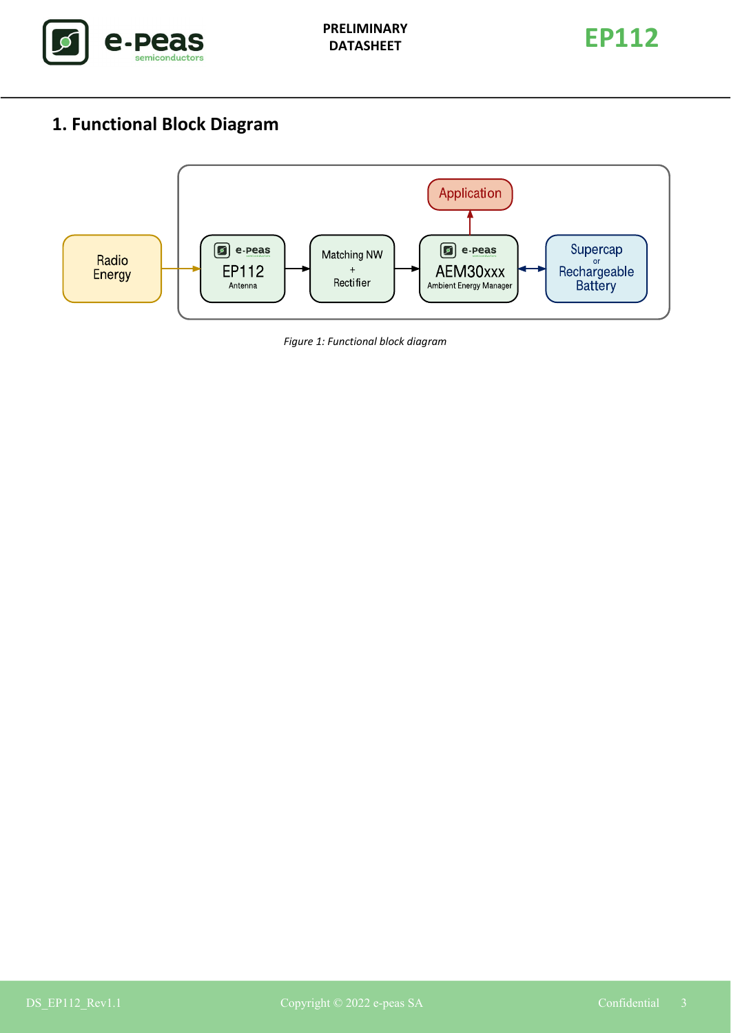# 1. Functional Block Diagram

Radio Energy → EP112 Antenna → Matching NW + Rectifier → AEM30xxx Ambient Energy Manager ↔ Supercap or Rechargeable Battery

AEM30xxx Ambient Energy Manager → Application

*Figure 1: Functional block diagram*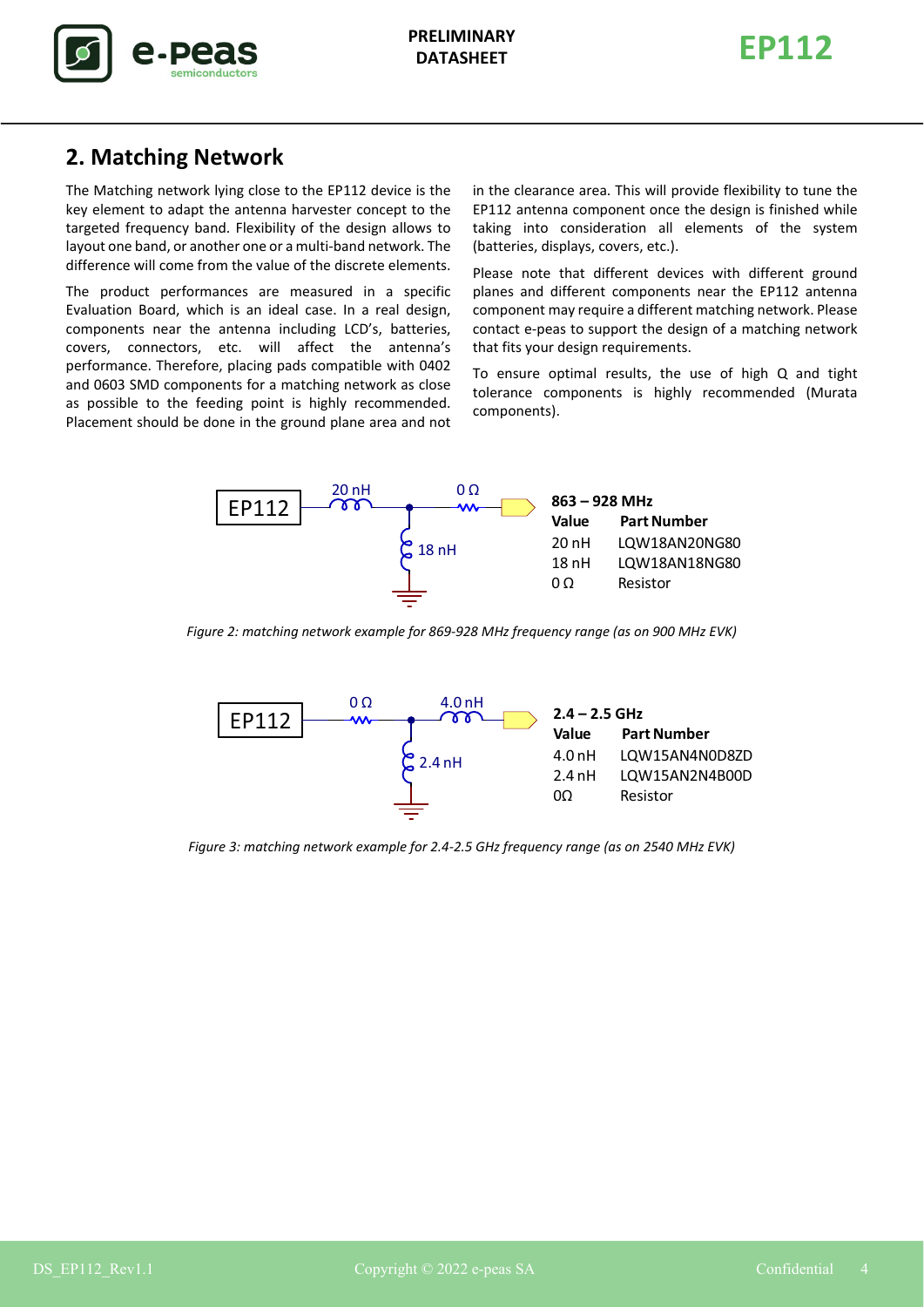## 2. Matching Network

The Matching network lying close to the EP112 device is the key element to adapt the antenna harvester concept to the targeted frequency band. Flexibility of the design allows to layout one band, or another one or a multi-band network. The difference will come from the value of the discrete elements.

The product performances are measured in a specific Evaluation Board, which is an ideal case. In a real design, components near the antenna including LCD's, batteries, covers, connectors, etc. will affect the antenna's performance. Therefore, placing pads compatible with 0402 and 0603 SMD components for a matching network as close as possible to the feeding point is highly recommended. Placement should be done in the ground plane area and not in the clearance area. This will provide flexibility to tune the EP112 antenna component once the design is finished while taking into consideration all elements of the system (batteries, displays, covers, etc.).

Please note that different devices with different ground planes and different components near the EP112 antenna component may require a different matching network. Please contact e-peas to support the design of a matching network that fits your design requirements.

To ensure optimal results, the use of high Q and tight tolerance components is highly recommended (Murata components).

EP112 — 20 nH (series) — 0 Ω (series) — antenna; 18 nH shunt to ground

**863 – 928 MHz**

| Value | Part Number |
|---|---|
| 20 nH | LQW18AN20NG80 |
| 18 nH | LQW18AN18NG80 |
| 0 Ω | Resistor |

*Figure 2: matching network example for 869-928 MHz frequency range (as on 900 MHz EVK)*

EP112 — 0 Ω (series) — 4.0 nH (series) — antenna; 2.4 nH shunt to ground

**2.4 – 2.5 GHz**

| Value | Part Number |
|---|---|
| 4.0 nH | LQW15AN4N0D8ZD |
| 2.4 nH | LQW15AN2N4B00D |
| 0Ω | Resistor |

*Figure 3: matching network example for 2.4-2.5 GHz frequency range (as on 2540 MHz EVK)*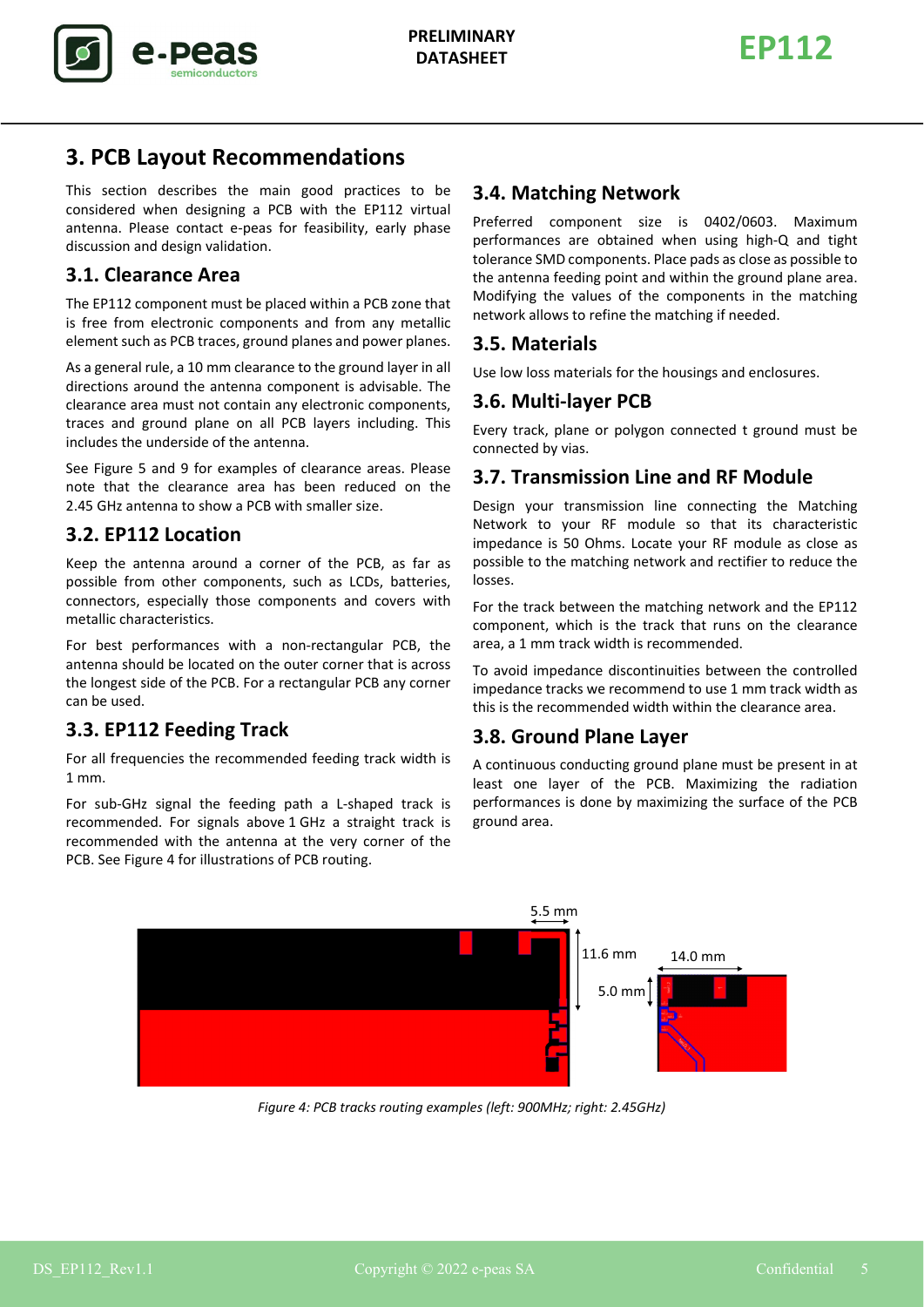# 3. PCB Layout Recommendations

This section describes the main good practices to be considered when designing a PCB with the EP112 virtual antenna. Please contact e-peas for feasibility, early phase discussion and design validation.

## 3.1. Clearance Area

The EP112 component must be placed within a PCB zone that is free from electronic components and from any metallic element such as PCB traces, ground planes and power planes.

As a general rule, a 10 mm clearance to the ground layer in all directions around the antenna component is advisable. The clearance area must not contain any electronic components, traces and ground plane on all PCB layers including. This includes the underside of the antenna.

See Figure 5 and 9 for examples of clearance areas. Please note that the clearance area has been reduced on the 2.45 GHz antenna to show a PCB with smaller size.

## 3.2. EP112 Location

Keep the antenna around a corner of the PCB, as far as possible from other components, such as LCDs, batteries, connectors, especially those components and covers with metallic characteristics.

For best performances with a non-rectangular PCB, the antenna should be located on the outer corner that is across the longest side of the PCB. For a rectangular PCB any corner can be used.

## 3.3. EP112 Feeding Track

For all frequencies the recommended feeding track width is 1 mm.

For sub-GHz signal the feeding path a L-shaped track is recommended. For signals above 1 GHz a straight track is recommended with the antenna at the very corner of the PCB. See Figure 4 for illustrations of PCB routing.

## 3.4. Matching Network

Preferred component size is 0402/0603. Maximum performances are obtained when using high-Q and tight tolerance SMD components. Place pads as close as possible to the antenna feeding point and within the ground plane area. Modifying the values of the components in the matching network allows to refine the matching if needed.

## 3.5. Materials

Use low loss materials for the housings and enclosures.

## 3.6. Multi-layer PCB

Every track, plane or polygon connected t ground must be connected by vias.

## 3.7. Transmission Line and RF Module

Design your transmission line connecting the Matching Network to your RF module so that its characteristic impedance is 50 Ohms. Locate your RF module as close as possible to the matching network and rectifier to reduce the losses.

For the track between the matching network and the EP112 component, which is the track that runs on the clearance area, a 1 mm track width is recommended.

To avoid impedance discontinuities between the controlled impedance tracks we recommend to use 1 mm track width as this is the recommended width within the clearance area.

## 3.8. Ground Plane Layer

A continuous conducting ground plane must be present in at least one layer of the PCB. Maximizing the radiation performances is done by maximizing the surface of the PCB ground area.

5.5 mm | 11.6 mm | 14.0 mm | 5.0 mm

*Figure 4: PCB tracks routing examples (left: 900MHz; right: 2.45GHz)*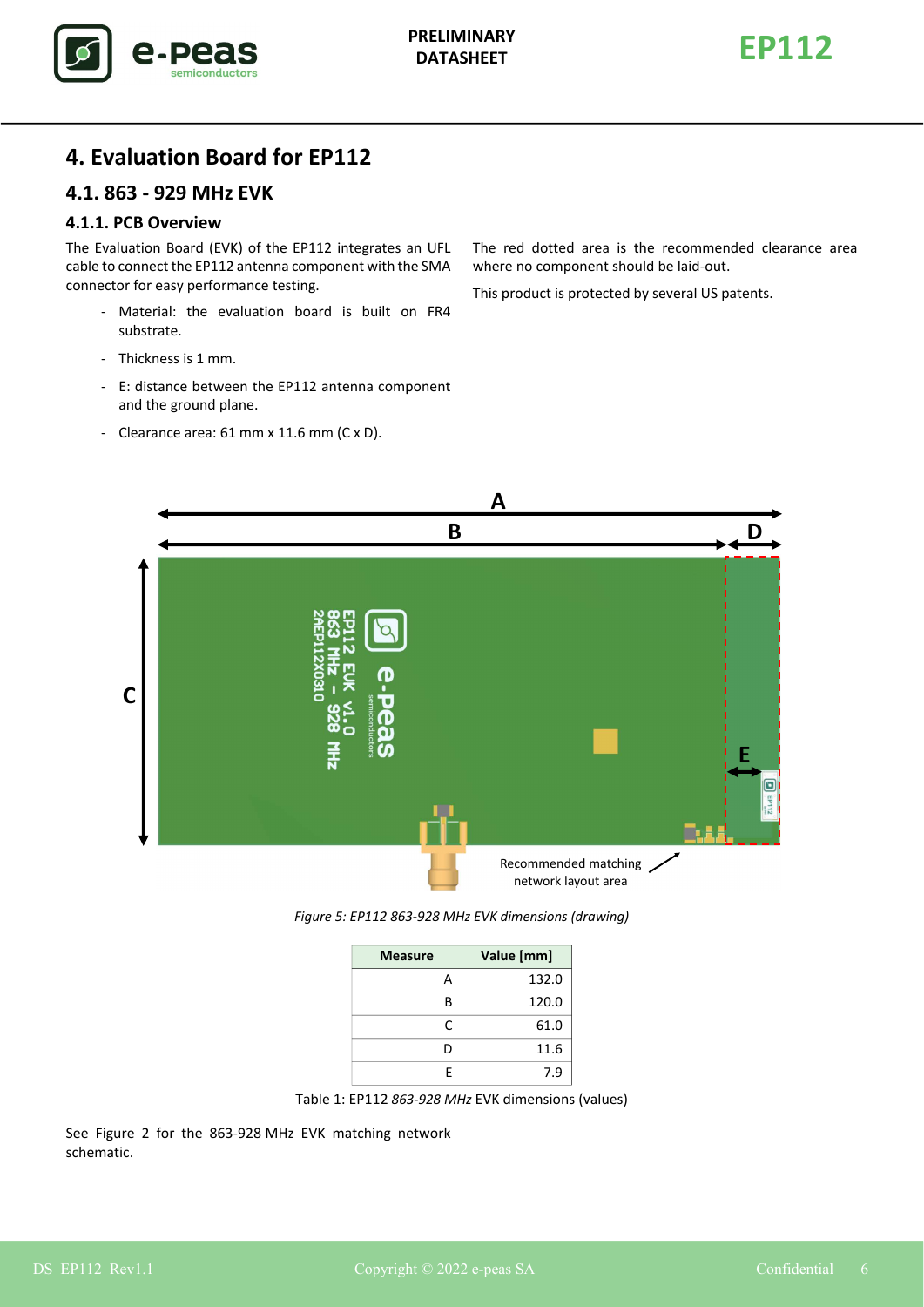# 4. Evaluation Board for EP112

## 4.1. 863 - 929 MHz EVK

### 4.1.1. PCB Overview

The Evaluation Board (EVK) of the EP112 integrates an UFL cable to connect the EP112 antenna component with the SMA connector for easy performance testing.

- Material: the evaluation board is built on FR4 substrate.
- Thickness is 1 mm.
- E: distance between the EP112 antenna component and the ground plane.
- Clearance area: 61 mm x 11.6 mm (C x D).

The red dotted area is the recommended clearance area where no component should be laid-out.

This product is protected by several US patents.

*Figure 5: EP112 863-928 MHz EVK dimensions (drawing)*

| Measure | Value [mm] |
|---|---|
| A | 132.0 |
| B | 120.0 |
| C | 61.0 |
| D | 11.6 |
| E | 7.9 |

Table 1: EP112 *863-928 MHz* EVK dimensions (values)

See Figure 2 for the 863-928 MHz EVK matching network schematic.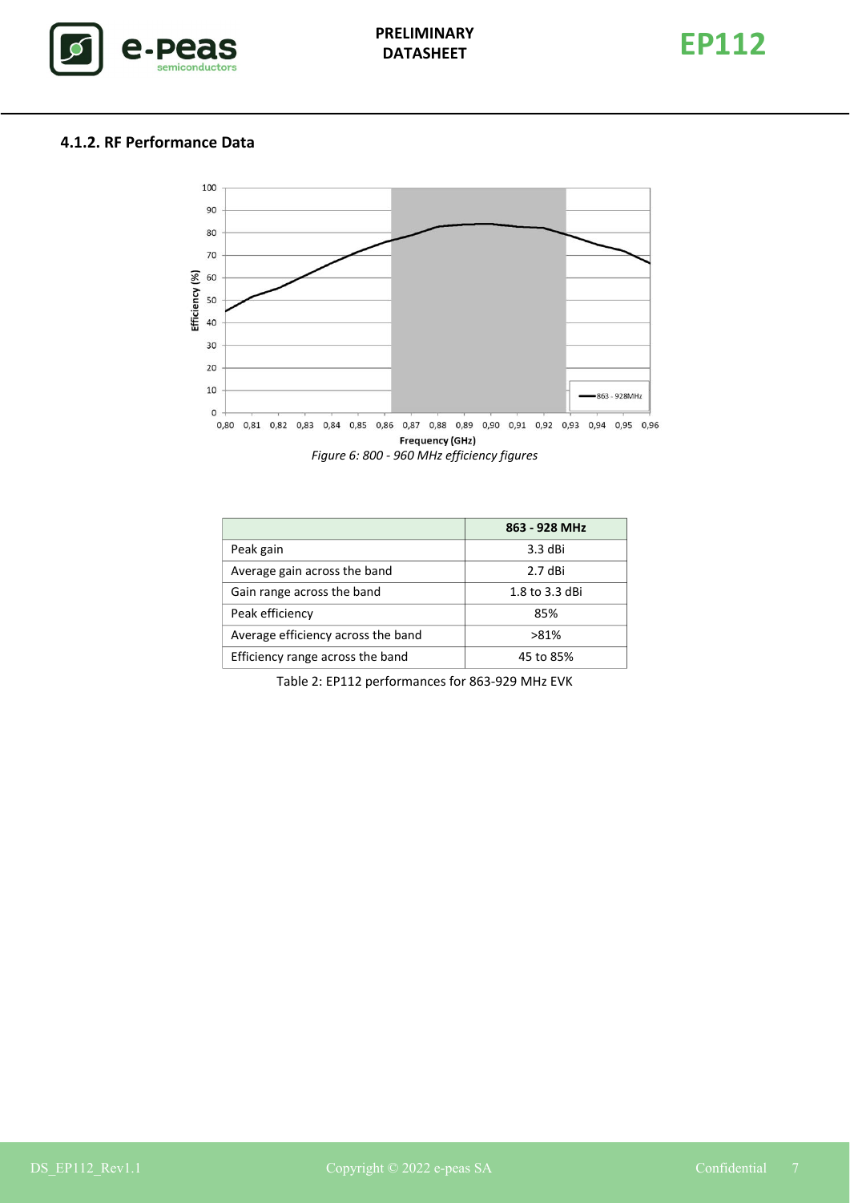#### 4.1.2. RF Performance Data

*Figure 6: 800 - 960 MHz efficiency figures*

| | 863 - 928 MHz |
|---|---|
| Peak gain | 3.3 dBi |
| Average gain across the band | 2.7 dBi |
| Gain range across the band | 1.8 to 3.3 dBi |
| Peak efficiency | 85% |
| Average efficiency across the band | >81% |
| Efficiency range across the band | 45 to 85% |

Table 2: EP112 performances for 863-929 MHz EVK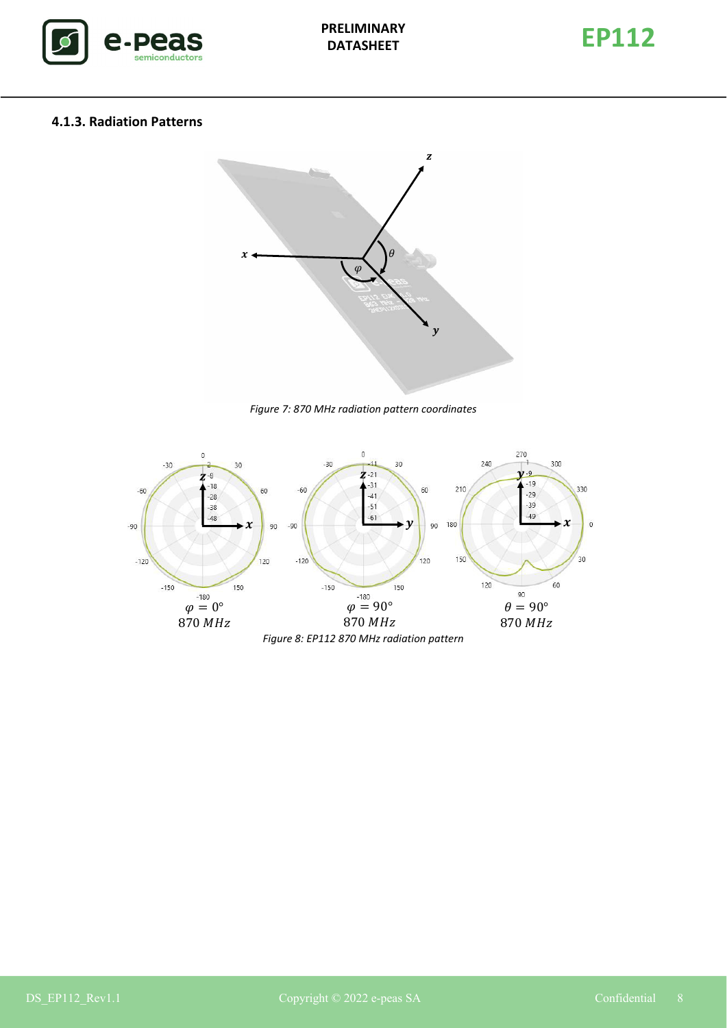### 4.1.3. Radiation Patterns

*Figure 7: 870 MHz radiation pattern coordinates*

*Figure 8: EP112 870 MHz radiation pattern*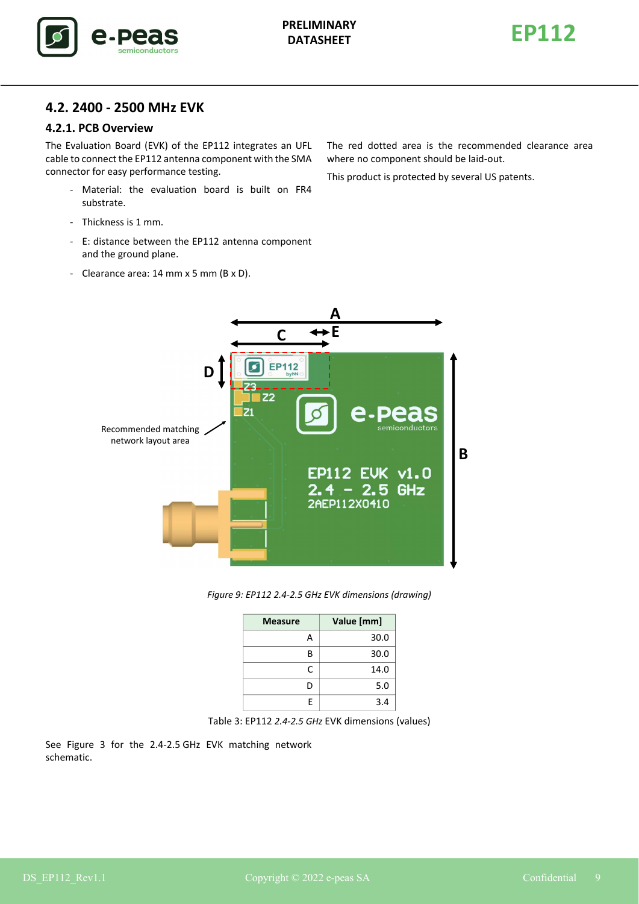## 4.2. 2400 - 2500 MHz EVK

### 4.2.1. PCB Overview

The Evaluation Board (EVK) of the EP112 integrates an UFL cable to connect the EP112 antenna component with the SMA connector for easy performance testing.

- Material: the evaluation board is built on FR4 substrate.
- Thickness is 1 mm.
- E: distance between the EP112 antenna component and the ground plane.
- Clearance area: 14 mm x 5 mm (B x D).

The red dotted area is the recommended clearance area where no component should be laid-out.

This product is protected by several US patents.

*Figure 9: EP112 2.4-2.5 GHz EVK dimensions (drawing)*

| Measure | Value [mm] |
|---:|---:|
| A | 30.0 |
| B | 30.0 |
| C | 14.0 |
| D | 5.0 |
| E | 3.4 |

Table 3: EP112 *2.4-2.5 GHz* EVK dimensions (values)

See Figure 3 for the 2.4-2.5 GHz EVK matching network schematic.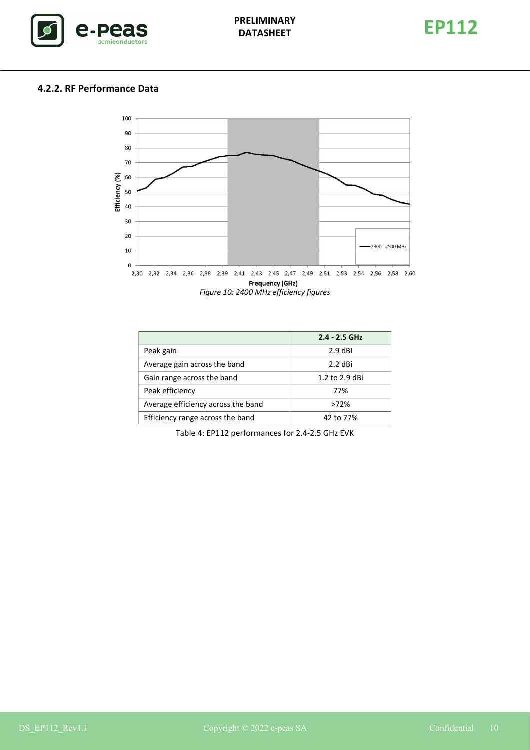#### 4.2.2. RF Performance Data

*Figure 10: 2400 MHz efficiency figures*

|  | 2.4 - 2.5 GHz |
|---|---|
| Peak gain | 2.9 dBi |
| Average gain across the band | 2.2 dBi |
| Gain range across the band | 1.2 to 2.9 dBi |
| Peak efficiency | 77% |
| Average efficiency across the band | >72% |
| Efficiency range across the band | 42 to 77% |

Table 4: EP112 performances for 2.4-2.5 GHz EVK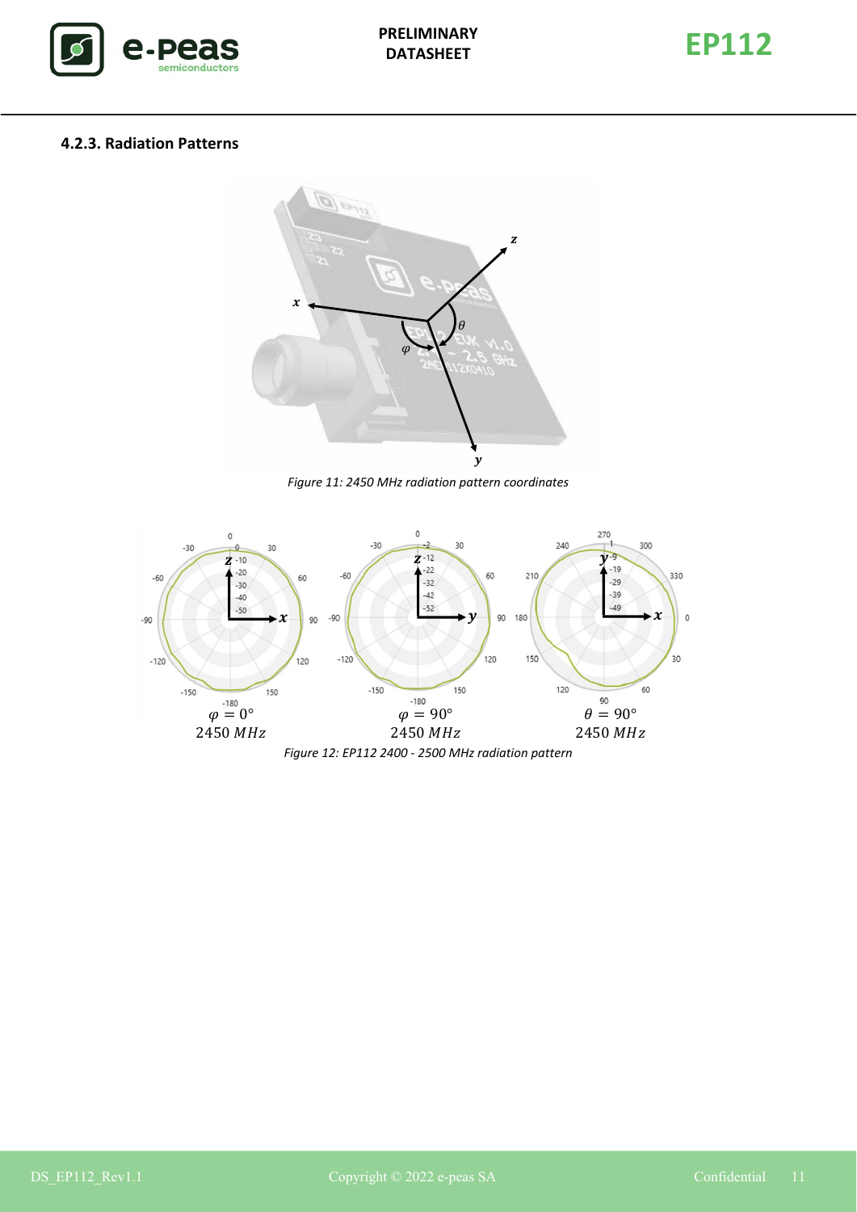### 4.2.3. Radiation Patterns

*Figure 11: 2450 MHz radiation pattern coordinates*

$\varphi = 0°$
2450 $MHz$

$\varphi = 90°$
2450 $MHz$

$\theta = 90°$
2450 $MHz$

*Figure 12: EP112 2400 - 2500 MHz radiation pattern*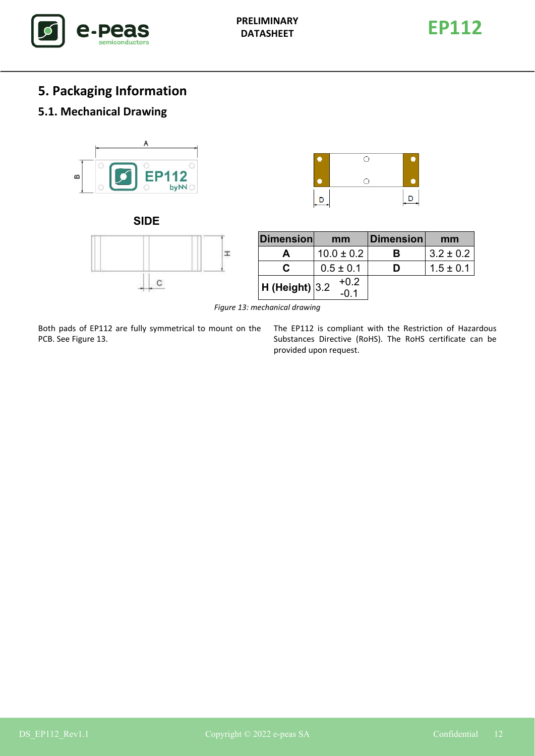# 5. Packaging Information

## 5.1. Mechanical Drawing

| Dimension | mm | Dimension | mm |
|---|---|---|---|
| A | 10.0 ± 0.2 | B | 3.2 ± 0.2 |
| C | 0.5 ± 0.1 | D | 1.5 ± 0.1 |
| H (Height) | 3.2 +0.2 / -0.1 | | |

*Figure 13: mechanical drawing*

Both pads of EP112 are fully symmetrical to mount on the PCB. See Figure 13.

The EP112 is compliant with the Restriction of Hazardous Substances Directive (RoHS). The RoHS certificate can be provided upon request.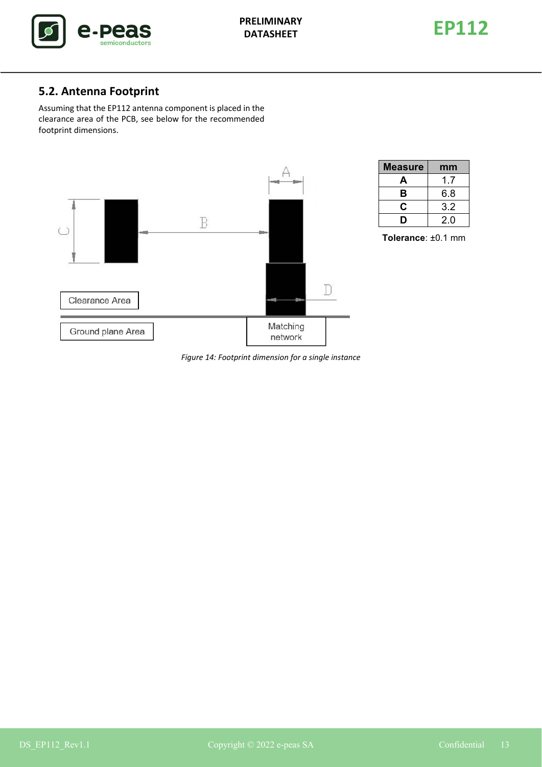## 5.2. Antenna Footprint

Assuming that the EP112 antenna component is placed in the clearance area of the PCB, see below for the recommended footprint dimensions.

| Measure | mm |
|---|---|
| A | 1.7 |
| B | 6.8 |
| C | 3.2 |
| D | 2.0 |

**Tolerance**: ±0.1 mm

*Figure 14: Footprint dimension for a single instance*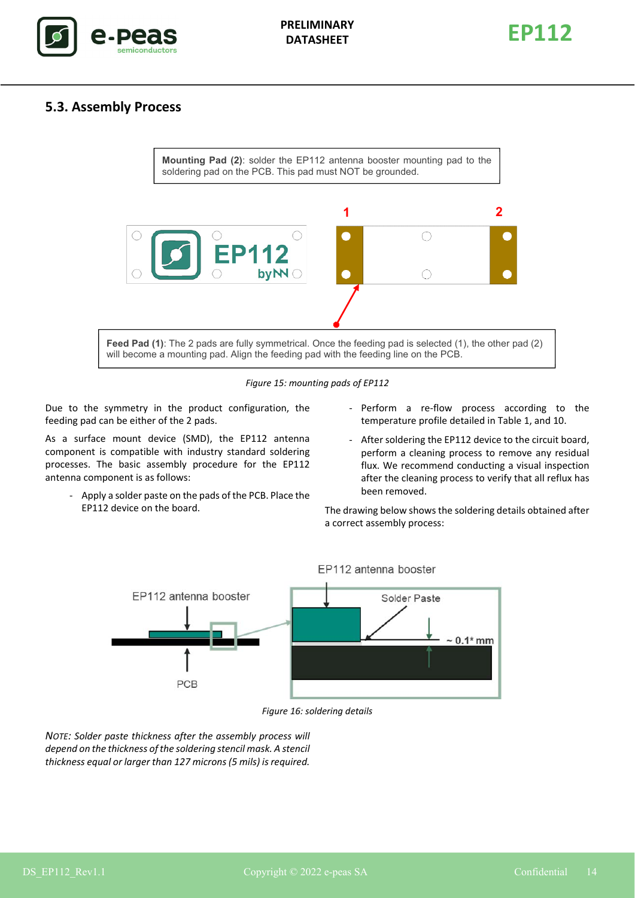## 5.3. Assembly Process

**Mounting Pad (2)**: solder the EP112 antenna booster mounting pad to the soldering pad on the PCB. This pad must NOT be grounded.

**Feed Pad (1)**: The 2 pads are fully symmetrical. Once the feeding pad is selected (1), the other pad (2) will become a mounting pad. Align the feeding pad with the feeding line on the PCB.

*Figure 15: mounting pads of EP112*

Due to the symmetry in the product configuration, the feeding pad can be either of the 2 pads.

As a surface mount device (SMD), the EP112 antenna component is compatible with industry standard soldering processes. The basic assembly procedure for the EP112 antenna component is as follows:

- Apply a solder paste on the pads of the PCB. Place the EP112 device on the board.
- Perform a re-flow process according to the temperature profile detailed in Table 1, and 10.
- After soldering the EP112 device to the circuit board, perform a cleaning process to remove any residual flux. We recommend conducting a visual inspection after the cleaning process to verify that all reflux has been removed.

The drawing below shows the soldering details obtained after a correct assembly process:

*Figure 16: soldering details*

*NOTE: Solder paste thickness after the assembly process will depend on the thickness of the soldering stencil mask. A stencil thickness equal or larger than 127 microns (5 mils) is required.*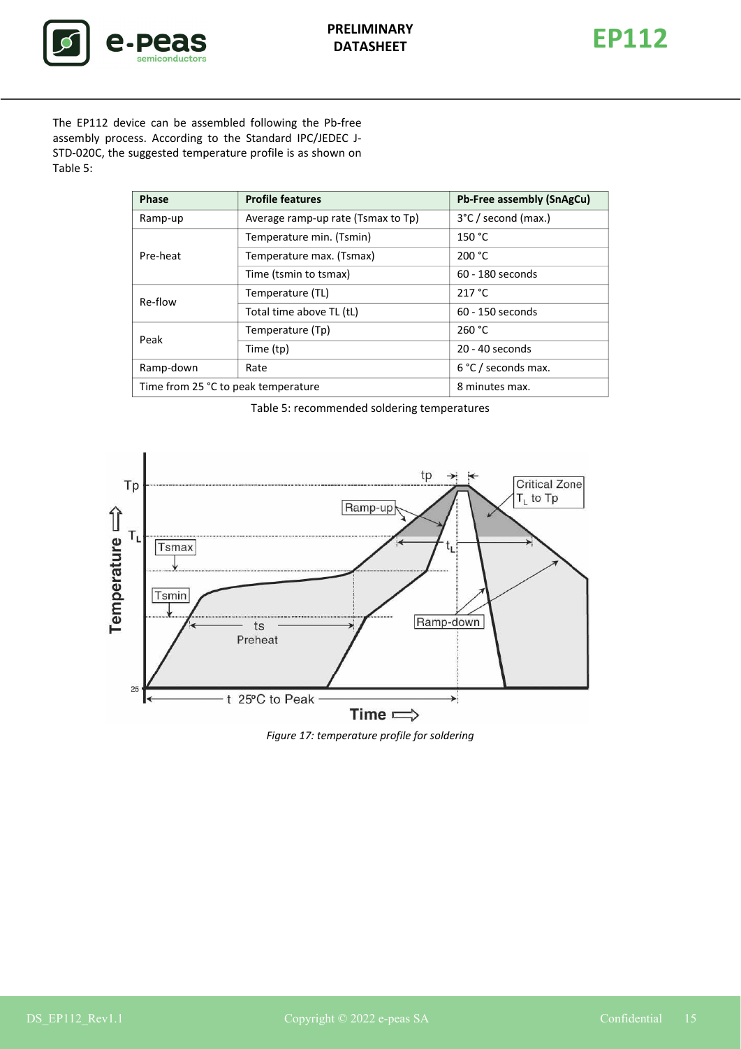The EP112 device can be assembled following the Pb-free assembly process. According to the Standard IPC/JEDEC J-STD-020C, the suggested temperature profile is as shown on Table 5:

| Phase | Profile features | Pb-Free assembly (SnAgCu) |
| --- | --- | --- |
| Ramp-up | Average ramp-up rate (Tsmax to Tp) | 3°C / second (max.) |
| Pre-heat | Temperature min. (Tsmin) | 150 °C |
| | Temperature max. (Tsmax) | 200 °C |
| | Time (tsmin to tsmax) | 60 - 180 seconds |
| Re-flow | Temperature (TL) | 217 °C |
| | Total time above TL (tL) | 60 - 150 seconds |
| Peak | Temperature (Tp) | 260 °C |
| | Time (tp) | 20 - 40 seconds |
| Ramp-down | Rate | 6 °C / seconds max. |
| Time from 25 °C to peak temperature | | 8 minutes max. |

Table 5: recommended soldering temperatures

*Figure 17: temperature profile for soldering*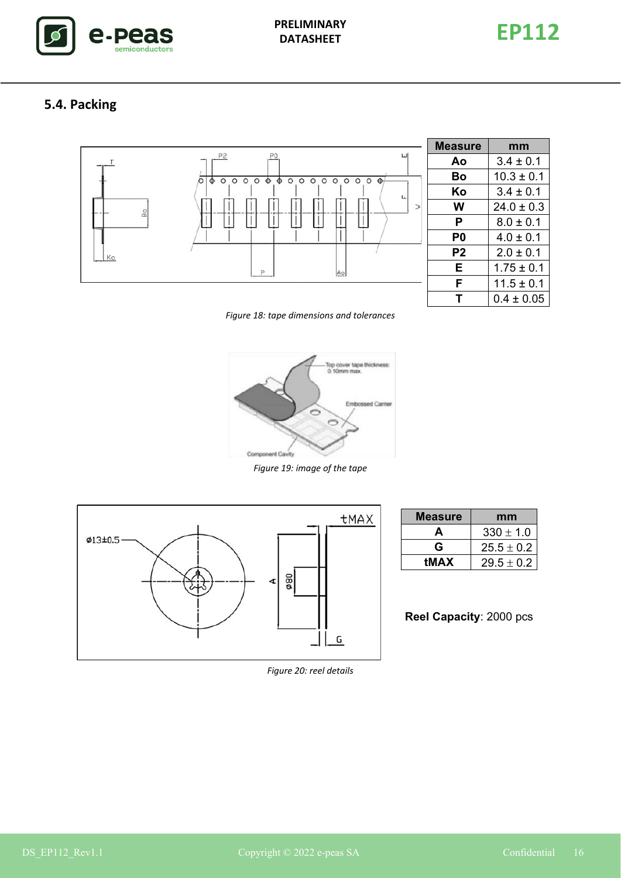## 5.4. Packing

| Measure | mm |
|---|---|
| Ao | 3.4 ± 0.1 |
| Bo | 10.3 ± 0.1 |
| Ko | 3.4 ± 0.1 |
| W | 24.0 ± 0.3 |
| P | 8.0 ± 0.1 |
| P0 | 4.0 ± 0.1 |
| P2 | 2.0 ± 0.1 |
| E | 1.75 ± 0.1 |
| F | 11.5 ± 0.1 |
| T | 0.4 ± 0.05 |

*Figure 18: tape dimensions and tolerances*

*Figure 19: image of the tape*

| Measure | mm |
|---|---|
| A | 330 ± 1.0 |
| G | 25.5 ± 0.2 |
| tMAX | 29.5 ± 0.2 |

**Reel Capacity**: 2000 pcs

*Figure 20: reel details*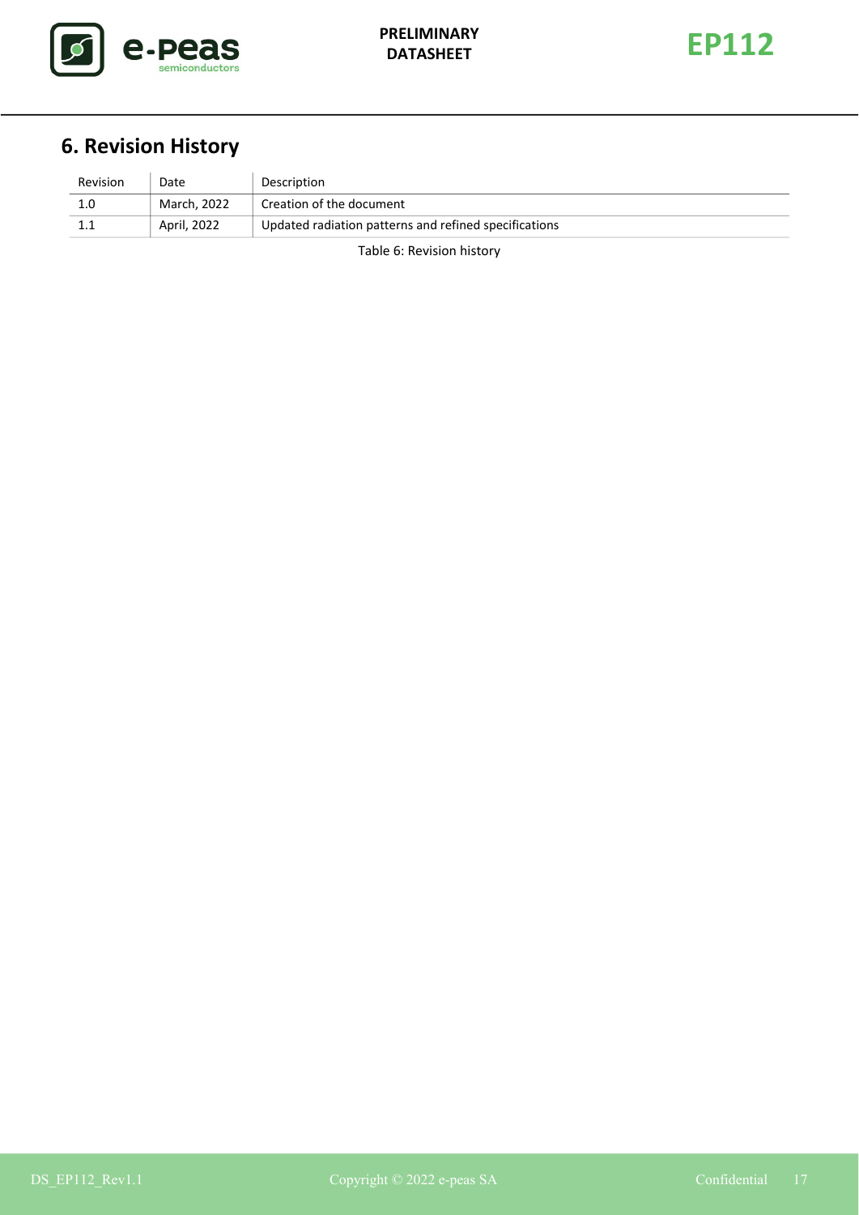## 6. Revision History

| Revision | Date | Description |
|---|---|---|
| 1.0 | March, 2022 | Creation of the document |
| 1.1 | April, 2022 | Updated radiation patterns and refined specifications |

Table 6: Revision history